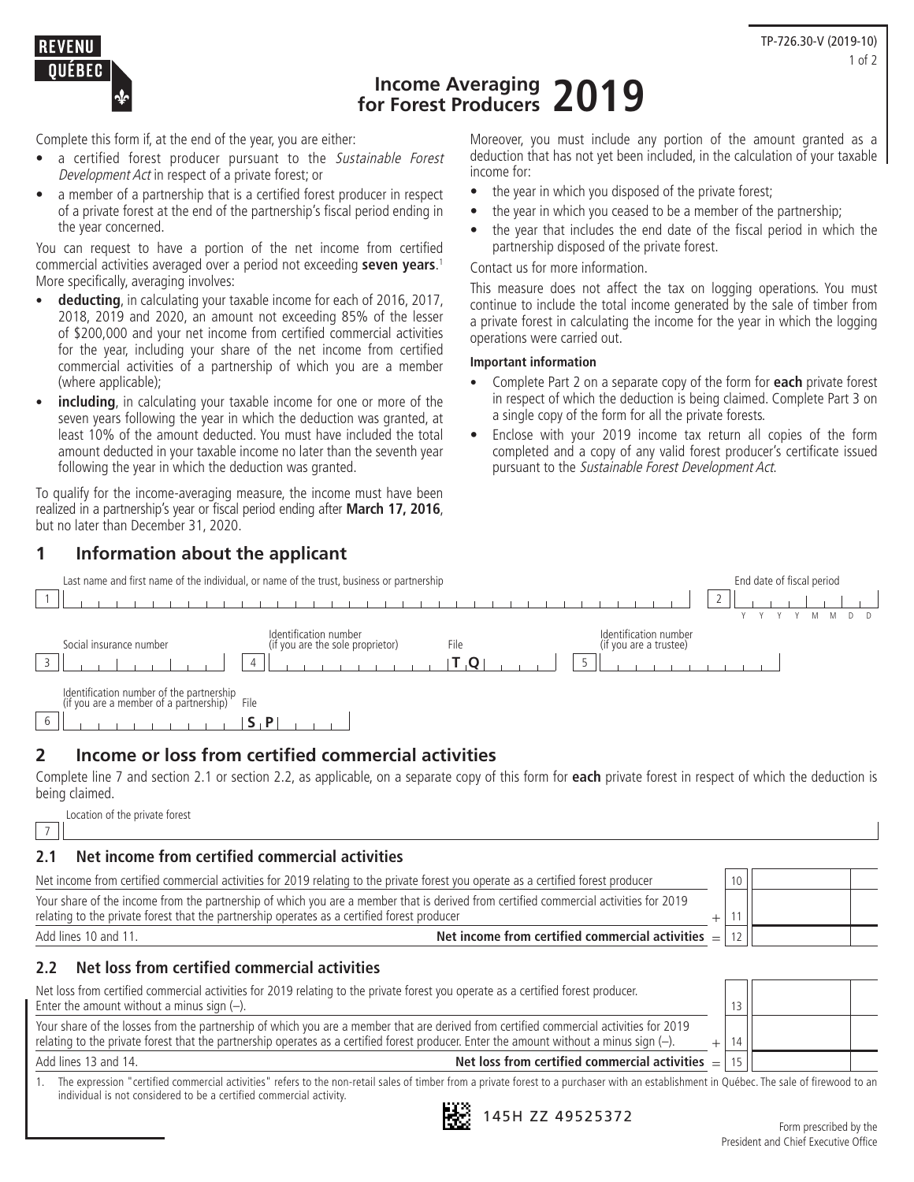REVENU QUÉBEC

TP-726.30-V (2019-10)

# Income Averaging for Forest Producers 2019

Complete this form if, at the end of the year, you are either:

- a certified forest producer pursuant to the *Sustainable Forest Development Act* in respect of a private forest; or
- a member of a partnership that is a certified forest producer in respect of a private forest at the end of the partnership's fiscal period ending in the year concerned.

You can request to have a portion of the net income from certified commercial activities averaged over a period not exceeding **seven years**.[1] More specifically, averaging involves:

- **deducting**, in calculating your taxable income for each of 2016, 2017, 2018, 2019 and 2020, an amount not exceeding 85% of the lesser of $200,000 and your net income from certified commercial activities for the year, including your share of the net income from certified commercial activities of a partnership of which you are a member (where applicable);
- **including**, in calculating your taxable income for one or more of the seven years following the year in which the deduction was granted, at least 10% of the amount deducted. You must have included the total amount deducted in your taxable income no later than the seventh year following the year in which the deduction was granted.

To qualify for the income-averaging measure, the income must have been realized in a partnership's year or fiscal period ending after **March 17, 2016**, but no later than December 31, 2020.

Moreover, you must include any portion of the amount granted as a deduction that has not yet been included, in the calculation of your taxable income for:

- the year in which you disposed of the private forest;
- the year in which you ceased to be a member of the partnership;
- the year that includes the end date of the fiscal period in which the partnership disposed of the private forest.

Contact us for more information.

This measure does not affect the tax on logging operations. You must continue to include the total income generated by the sale of timber from a private forest in calculating the income for the year in which the logging operations were carried out.

**Important information**

- Complete Part 2 on a separate copy of the form for **each** private forest in respect of which the deduction is being claimed. Complete Part 3 on a single copy of the form for all the private forests.
- Enclose with your 2019 income tax return all copies of the form completed and a copy of any valid forest producer's certificate issued pursuant to the *Sustainable Forest Development Act*.

## 1 Information about the applicant

| | | | |
|---|---|---|---|
| 1 | Last name and first name of the individual, or name of the trust, business or partnership | 2 | End date of fiscal period (YYYYMMDD) |
| 3 | Social insurance number | 4 | Identification number (if you are the sole proprietor) — File TQ |
| 5 | Identification number (if you are a trustee) | | |
| 6 | Identification number of the partnership (if you are a member of a partnership) — File SP | | |

## 2 Income or loss from certified commercial activities

Complete line 7 and section 2.1 or section 2.2, as applicable, on a separate copy of this form for **each** private forest in respect of which the deduction is being claimed.

7 Location of the private forest

### 2.1 Net income from certified commercial activities

| Description | | Line | Amount |
|---|---|---|---|
| Net income from certified commercial activities for 2019 relating to the private forest you operate as a certified forest producer | | 10 | |
| Your share of the income from the partnership of which you are a member that is derived from certified commercial activities for 2019 relating to the private forest that the partnership operates as a certified forest producer | + | 11 | |
| Add lines 10 and 11. **Net income from certified commercial activities** | = | 12 | |

### 2.2 Net loss from certified commercial activities

| Description | | Line | Amount |
|---|---|---|---|
| Net loss from certified commercial activities for 2019 relating to the private forest you operate as a certified forest producer. Enter the amount without a minus sign (–). | | 13 | |
| Your share of the losses from the partnership of which you are a member that are derived from certified commercial activities for 2019 relating to the private forest that the partnership operates as a certified forest producer. Enter the amount without a minus sign (–). | + | 14 | |
| Add lines 13 and 14. **Net loss from certified commercial activities** | = | 15 | |

1. The expression "certified commercial activities" refers to the non-retail sales of timber from a private forest to a purchaser with an establishment in Québec. The sale of firewood to an individual is not considered to be a certified commercial activity.

145H ZZ 49525372

Form prescribed by the President and Chief Executive Office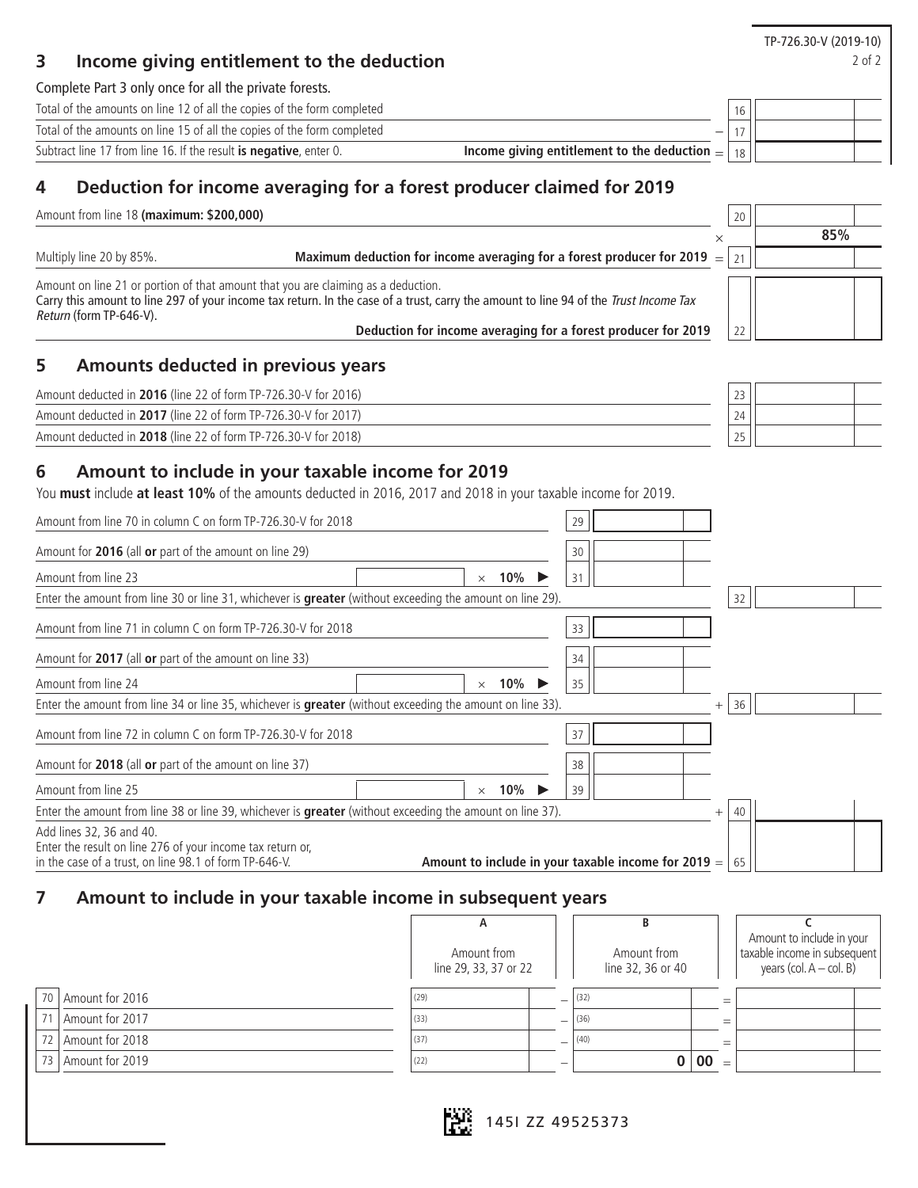## 3 Income giving entitlement to the deduction

Complete Part 3 only once for all the private forests.

| | | | |
|---|---|---|---|
| Total of the amounts on line 12 of all the copies of the form completed | | 16 | |
| Total of the amounts on line 15 of all the copies of the form completed | – | 17 | |
| Subtract line 17 from line 16. If the result **is negative**, enter 0. **Income giving entitlement to the deduction** | = | 18 | |

## 4 Deduction for income averaging for a forest producer claimed for 2019

| | | | |
|---|---|---|---|
| Amount from line 18 **(maximum: $200,000)** | | 20 | |
| | × | | **85%** |
| Multiply line 20 by 85%. **Maximum deduction for income averaging for a forest producer for 2019** | = | 21 | |
| Amount on line 21 or portion of that amount that you are claiming as a deduction. Carry this amount to line 297 of your income tax return. In the case of a trust, carry the amount to line 94 of the *Trust Income Tax Return* (form TP-646-V). **Deduction for income averaging for a forest producer for 2019** | | 22 | |

## 5 Amounts deducted in previous years

| | | |
|---|---|---|
| Amount deducted in **2016** (line 22 of form TP-726.30-V for 2016) | 23 | |
| Amount deducted in **2017** (line 22 of form TP-726.30-V for 2017) | 24 | |
| Amount deducted in **2018** (line 22 of form TP-726.30-V for 2018) | 25 | |

## 6 Amount to include in your taxable income for 2019

You **must** include **at least 10%** of the amounts deducted in 2016, 2017 and 2018 in your taxable income for 2019.

| | | | | | | |
|---|---|---|---|---|---|---|
| Amount from line 70 in column C on form TP-726.30-V for 2018 | | 29 | | | | |
| Amount for **2016** (all **or** part of the amount on line 29) | | 30 | | | | |
| Amount from line 23 | × 10% ▶ | 31 | | | | |
| Enter the amount from line 30 or line 31, whichever is **greater** (without exceeding the amount on line 29). | | | | | 32 | |
| Amount from line 71 in column C on form TP-726.30-V for 2018 | | 33 | | | | |
| Amount for **2017** (all **or** part of the amount on line 33) | | 34 | | | | |
| Amount from line 24 | × 10% ▶ | 35 | | | | |
| Enter the amount from line 34 or line 35, whichever is **greater** (without exceeding the amount on line 33). | | | | + | 36 | |
| Amount from line 72 in column C on form TP-726.30-V for 2018 | | 37 | | | | |
| Amount for **2018** (all **or** part of the amount on line 37) | | 38 | | | | |
| Amount from line 25 | × 10% ▶ | 39 | | | | |
| Enter the amount from line 38 or line 39, whichever is **greater** (without exceeding the amount on line 37). | | | | + | 40 | |
| Add lines 32, 36 and 40. Enter the result on line 276 of your income tax return or, in the case of a trust, on line 98.1 of form TP-646-V. **Amount to include in your taxable income for 2019** | | | | = | 65 | |

## 7 Amount to include in your taxable income in subsequent years

| | | A<br>Amount from line 29, 33, 37 or 22 | | B<br>Amount from line 32, 36 or 40 | | C<br>Amount to include in your taxable income in subsequent years (col. A – col. B) |
|---|---|---|---|---|---|---|
| 70 | Amount for 2016 | (29) | – | (32) | = | |
| 71 | Amount for 2017 | (33) | – | (36) | = | |
| 72 | Amount for 2018 | (37) | – | (40) | = | |
| 73 | Amount for 2019 | (22) | – | 0 00 | = | |

145I ZZ 49525373